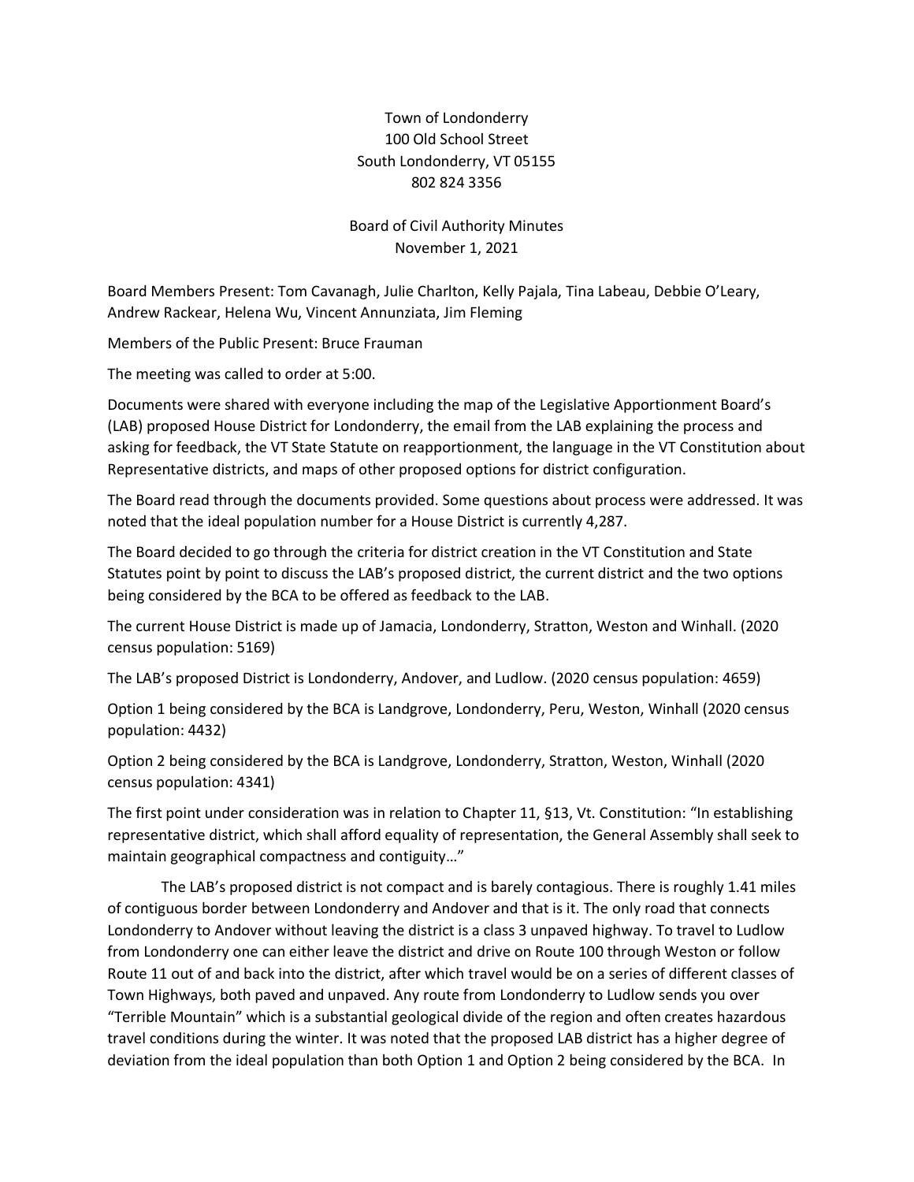Town of Londonderry
100 Old School Street
South Londonderry, VT 05155
802 824 3356

# Board of Civil Authority Minutes
November 1, 2021

Board Members Present: Tom Cavanagh, Julie Charlton, Kelly Pajala, Tina Labeau, Debbie O'Leary, Andrew Rackear, Helena Wu, Vincent Annunziata, Jim Fleming

Members of the Public Present: Bruce Frauman

The meeting was called to order at 5:00.

Documents were shared with everyone including the map of the Legislative Apportionment Board's (LAB) proposed House District for Londonderry, the email from the LAB explaining the process and asking for feedback, the VT State Statute on reapportionment, the language in the VT Constitution about Representative districts, and maps of other proposed options for district configuration.

The Board read through the documents provided. Some questions about process were addressed. It was noted that the ideal population number for a House District is currently 4,287.

The Board decided to go through the criteria for district creation in the VT Constitution and State Statutes point by point to discuss the LAB's proposed district, the current district and the two options being considered by the BCA to be offered as feedback to the LAB.

The current House District is made up of Jamacia, Londonderry, Stratton, Weston and Winhall. (2020 census population: 5169)

The LAB's proposed District is Londonderry, Andover, and Ludlow. (2020 census population: 4659)

Option 1 being considered by the BCA is Landgrove, Londonderry, Peru, Weston, Winhall (2020 census population: 4432)

Option 2 being considered by the BCA is Landgrove, Londonderry, Stratton, Weston, Winhall (2020 census population: 4341)

The first point under consideration was in relation to Chapter 11, §13, Vt. Constitution: "In establishing representative district, which shall afford equality of representation, the General Assembly shall seek to maintain geographical compactness and contiguity…"

The LAB's proposed district is not compact and is barely contagious. There is roughly 1.41 miles of contiguous border between Londonderry and Andover and that is it. The only road that connects Londonderry to Andover without leaving the district is a class 3 unpaved highway. To travel to Ludlow from Londonderry one can either leave the district and drive on Route 100 through Weston or follow Route 11 out of and back into the district, after which travel would be on a series of different classes of Town Highways, both paved and unpaved. Any route from Londonderry to Ludlow sends you over "Terrible Mountain" which is a substantial geological divide of the region and often creates hazardous travel conditions during the winter. It was noted that the proposed LAB district has a higher degree of deviation from the ideal population than both Option 1 and Option 2 being considered by the BCA. In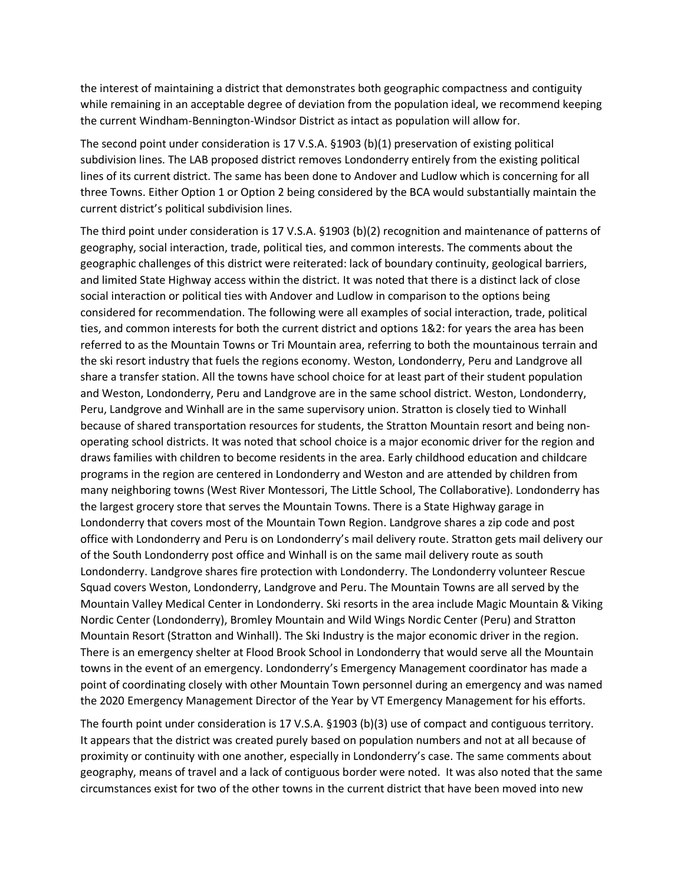the interest of maintaining a district that demonstrates both geographic compactness and contiguity while remaining in an acceptable degree of deviation from the population ideal, we recommend keeping the current Windham-Bennington-Windsor District as intact as population will allow for.

The second point under consideration is 17 V.S.A. §1903 (b)(1) preservation of existing political subdivision lines. The LAB proposed district removes Londonderry entirely from the existing political lines of its current district. The same has been done to Andover and Ludlow which is concerning for all three Towns. Either Option 1 or Option 2 being considered by the BCA would substantially maintain the current district's political subdivision lines.

The third point under consideration is 17 V.S.A. §1903 (b)(2) recognition and maintenance of patterns of geography, social interaction, trade, political ties, and common interests. The comments about the geographic challenges of this district were reiterated: lack of boundary continuity, geological barriers, and limited State Highway access within the district. It was noted that there is a distinct lack of close social interaction or political ties with Andover and Ludlow in comparison to the options being considered for recommendation. The following were all examples of social interaction, trade, political ties, and common interests for both the current district and options 1&2: for years the area has been referred to as the Mountain Towns or Tri Mountain area, referring to both the mountainous terrain and the ski resort industry that fuels the regions economy. Weston, Londonderry, Peru and Landgrove all share a transfer station. All the towns have school choice for at least part of their student population and Weston, Londonderry, Peru and Landgrove are in the same school district. Weston, Londonderry, Peru, Landgrove and Winhall are in the same supervisory union. Stratton is closely tied to Winhall because of shared transportation resources for students, the Stratton Mountain resort and being non-operating school districts. It was noted that school choice is a major economic driver for the region and draws families with children to become residents in the area. Early childhood education and childcare programs in the region are centered in Londonderry and Weston and are attended by children from many neighboring towns (West River Montessori, The Little School, The Collaborative). Londonderry has the largest grocery store that serves the Mountain Towns. There is a State Highway garage in Londonderry that covers most of the Mountain Town Region. Landgrove shares a zip code and post office with Londonderry and Peru is on Londonderry's mail delivery route. Stratton gets mail delivery our of the South Londonderry post office and Winhall is on the same mail delivery route as south Londonderry. Landgrove shares fire protection with Londonderry. The Londonderry volunteer Rescue Squad covers Weston, Londonderry, Landgrove and Peru. The Mountain Towns are all served by the Mountain Valley Medical Center in Londonderry. Ski resorts in the area include Magic Mountain & Viking Nordic Center (Londonderry), Bromley Mountain and Wild Wings Nordic Center (Peru) and Stratton Mountain Resort (Stratton and Winhall). The Ski Industry is the major economic driver in the region. There is an emergency shelter at Flood Brook School in Londonderry that would serve all the Mountain towns in the event of an emergency. Londonderry's Emergency Management coordinator has made a point of coordinating closely with other Mountain Town personnel during an emergency and was named the 2020 Emergency Management Director of the Year by VT Emergency Management for his efforts.

The fourth point under consideration is 17 V.S.A. §1903 (b)(3) use of compact and contiguous territory. It appears that the district was created purely based on population numbers and not at all because of proximity or continuity with one another, especially in Londonderry's case. The same comments about geography, means of travel and a lack of contiguous border were noted. It was also noted that the same circumstances exist for two of the other towns in the current district that have been moved into new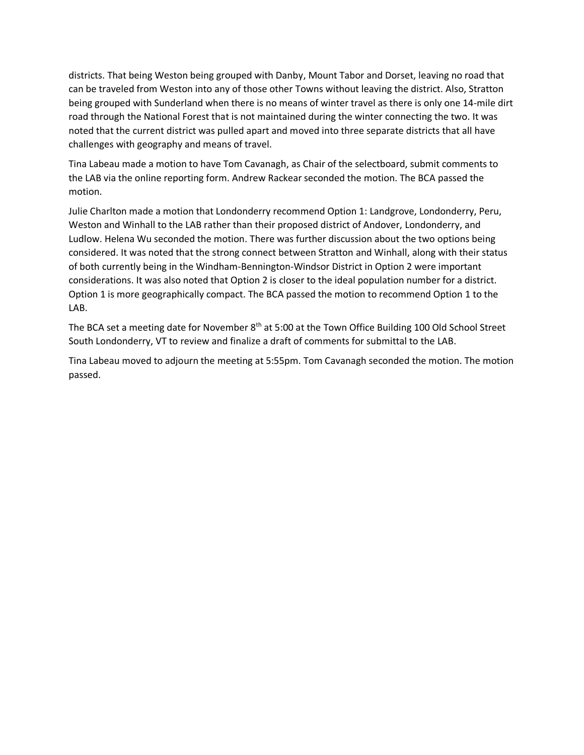districts. That being Weston being grouped with Danby, Mount Tabor and Dorset, leaving no road that can be traveled from Weston into any of those other Towns without leaving the district. Also, Stratton being grouped with Sunderland when there is no means of winter travel as there is only one 14-mile dirt road through the National Forest that is not maintained during the winter connecting the two. It was noted that the current district was pulled apart and moved into three separate districts that all have challenges with geography and means of travel.

Tina Labeau made a motion to have Tom Cavanagh, as Chair of the selectboard, submit comments to the LAB via the online reporting form. Andrew Rackear seconded the motion. The BCA passed the motion.

Julie Charlton made a motion that Londonderry recommend Option 1: Landgrove, Londonderry, Peru, Weston and Winhall to the LAB rather than their proposed district of Andover, Londonderry, and Ludlow. Helena Wu seconded the motion. There was further discussion about the two options being considered. It was noted that the strong connect between Stratton and Winhall, along with their status of both currently being in the Windham-Bennington-Windsor District in Option 2 were important considerations. It was also noted that Option 2 is closer to the ideal population number for a district. Option 1 is more geographically compact. The BCA passed the motion to recommend Option 1 to the LAB.

The BCA set a meeting date for November 8th at 5:00 at the Town Office Building 100 Old School Street South Londonderry, VT to review and finalize a draft of comments for submittal to the LAB.

Tina Labeau moved to adjourn the meeting at 5:55pm. Tom Cavanagh seconded the motion. The motion passed.